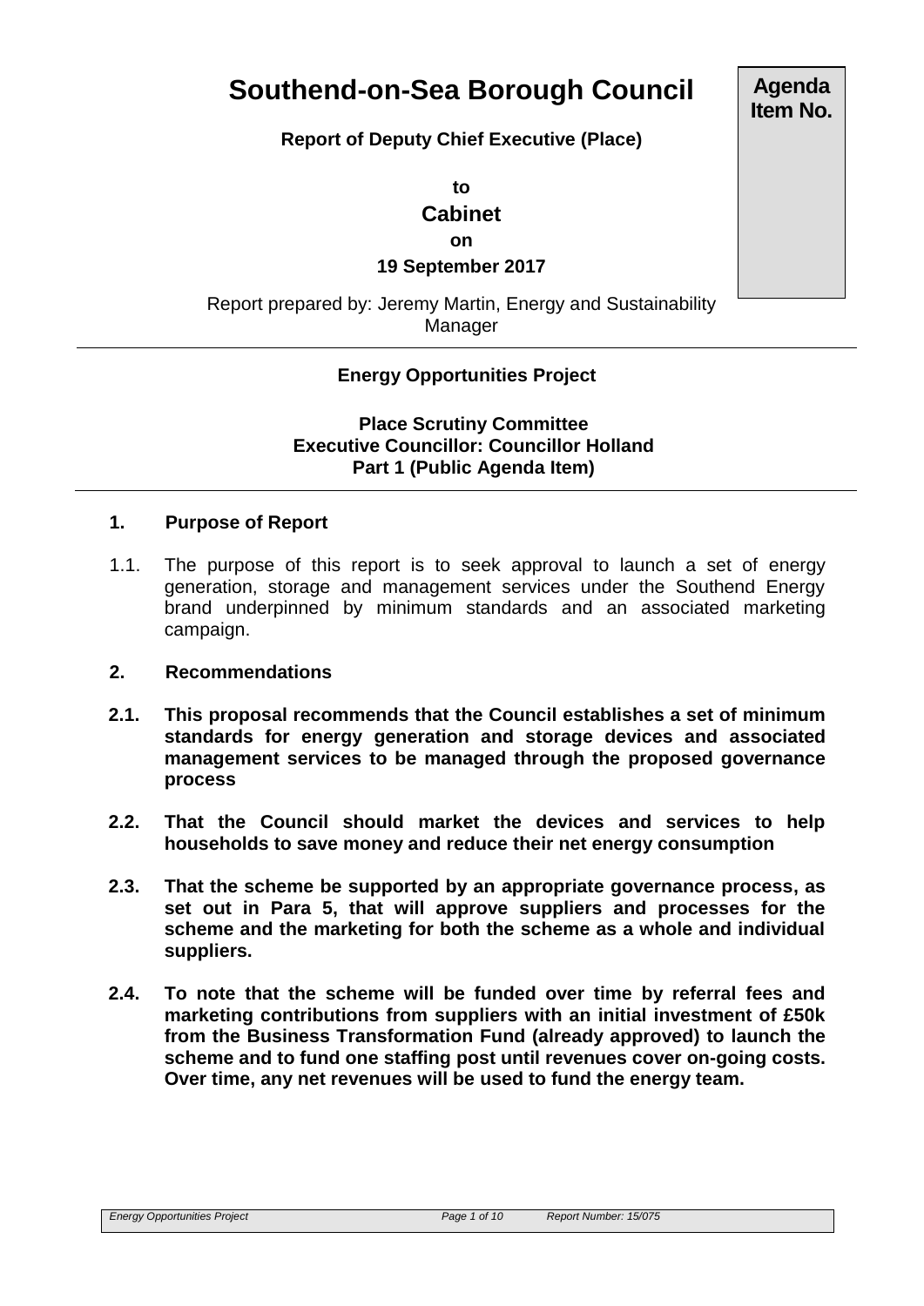# Southend-on-Sea Borough Council

**Agenda Item No.**

**Report of Deputy Chief Executive (Place)**

**to**

**Cabinet**

**on**

**19 September 2017**

Report prepared by: Jeremy Martin, Energy and Sustainability Manager

---

**Energy Opportunities Project**

**Place Scrutiny Committee**
**Executive Councillor: Councillor Holland**
**Part 1 (Public Agenda Item)**

---

## 1. Purpose of Report

1.1. The purpose of this report is to seek approval to launch a set of energy generation, storage and management services under the Southend Energy brand underpinned by minimum standards and an associated marketing campaign.

## 2. Recommendations

**2.1. This proposal recommends that the Council establishes a set of minimum standards for energy generation and storage devices and associated management services to be managed through the proposed governance process**

**2.2. That the Council should market the devices and services to help households to save money and reduce their net energy consumption**

**2.3. That the scheme be supported by an appropriate governance process, as set out in Para 5, that will approve suppliers and processes for the scheme and the marketing for both the scheme as a whole and individual suppliers.**

**2.4. To note that the scheme will be funded over time by referral fees and marketing contributions from suppliers with an initial investment of £50k from the Business Transformation Fund (already approved) to launch the scheme and to fund one staffing post until revenues cover on-going costs. Over time, any net revenues will be used to fund the energy team.**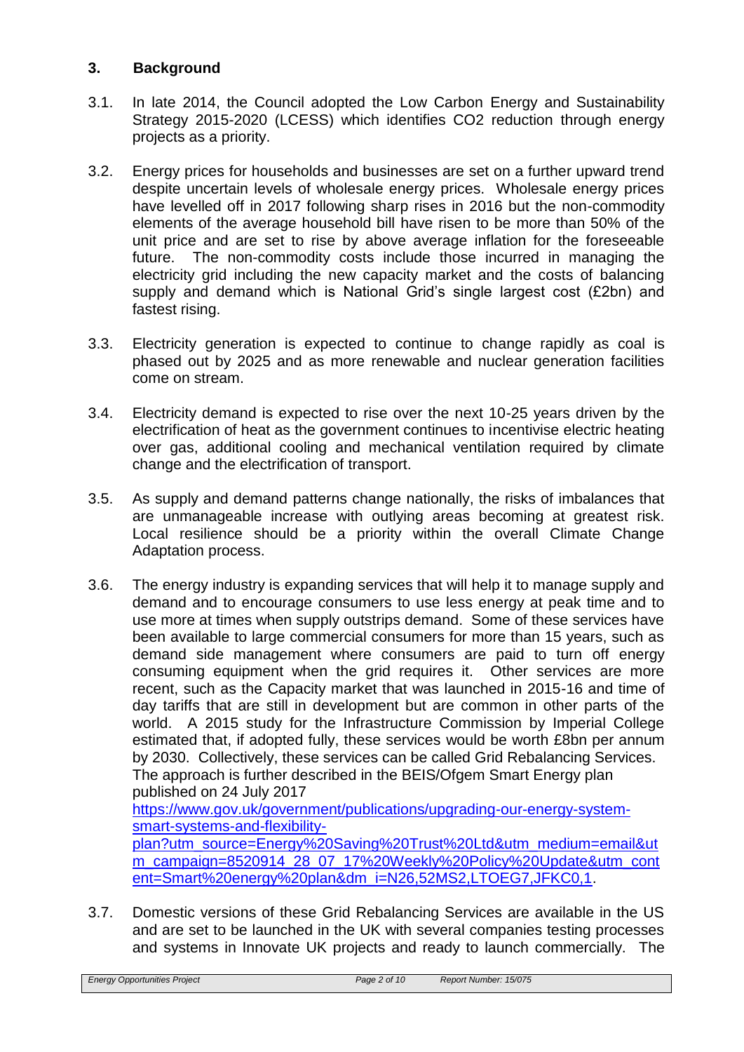## 3. Background

3.1. In late 2014, the Council adopted the Low Carbon Energy and Sustainability Strategy 2015-2020 (LCESS) which identifies CO2 reduction through energy projects as a priority.

3.2. Energy prices for households and businesses are set on a further upward trend despite uncertain levels of wholesale energy prices. Wholesale energy prices have levelled off in 2017 following sharp rises in 2016 but the non-commodity elements of the average household bill have risen to be more than 50% of the unit price and are set to rise by above average inflation for the foreseeable future. The non-commodity costs include those incurred in managing the electricity grid including the new capacity market and the costs of balancing supply and demand which is National Grid's single largest cost (£2bn) and fastest rising.

3.3. Electricity generation is expected to continue to change rapidly as coal is phased out by 2025 and as more renewable and nuclear generation facilities come on stream.

3.4. Electricity demand is expected to rise over the next 10-25 years driven by the electrification of heat as the government continues to incentivise electric heating over gas, additional cooling and mechanical ventilation required by climate change and the electrification of transport.

3.5. As supply and demand patterns change nationally, the risks of imbalances that are unmanageable increase with outlying areas becoming at greatest risk. Local resilience should be a priority within the overall Climate Change Adaptation process.

3.6. The energy industry is expanding services that will help it to manage supply and demand and to encourage consumers to use less energy at peak time and to use more at times when supply outstrips demand. Some of these services have been available to large commercial consumers for more than 15 years, such as demand side management where consumers are paid to turn off energy consuming equipment when the grid requires it. Other services are more recent, such as the Capacity market that was launched in 2015-16 and time of day tariffs that are still in development but are common in other parts of the world. A 2015 study for the Infrastructure Commission by Imperial College estimated that, if adopted fully, these services would be worth £8bn per annum by 2030. Collectively, these services can be called Grid Rebalancing Services. The approach is further described in the BEIS/Ofgem Smart Energy plan published on 24 July 2017 https://www.gov.uk/government/publications/upgrading-our-energy-system-smart-systems-and-flexibility-plan?utm_source=Energy%20Saving%20Trust%20Ltd&utm_medium=email&utm_campaign=8520914_28_07_17%20Weekly%20Policy%20Update&utm_content=Smart%20energy%20plan&dm_i=N26,52MS2,LTOEG7,JFKC0,1.

3.7. Domestic versions of these Grid Rebalancing Services are available in the US and are set to be launched in the UK with several companies testing processes and systems in Innovate UK projects and ready to launch commercially. The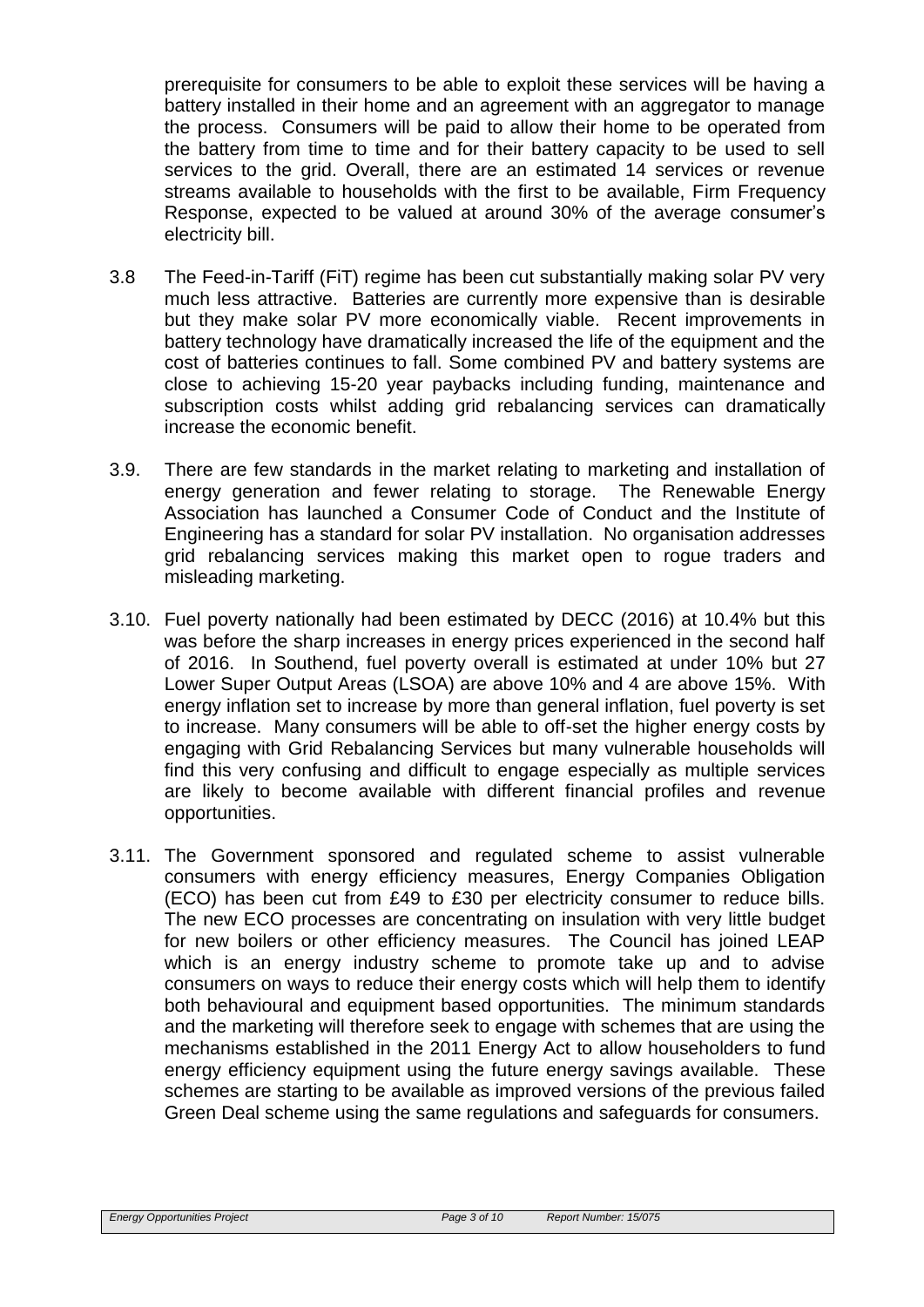prerequisite for consumers to be able to exploit these services will be having a battery installed in their home and an agreement with an aggregator to manage the process. Consumers will be paid to allow their home to be operated from the battery from time to time and for their battery capacity to be used to sell services to the grid. Overall, there are an estimated 14 services or revenue streams available to households with the first to be available, Firm Frequency Response, expected to be valued at around 30% of the average consumer's electricity bill.

3.8 The Feed-in-Tariff (FiT) regime has been cut substantially making solar PV very much less attractive. Batteries are currently more expensive than is desirable but they make solar PV more economically viable. Recent improvements in battery technology have dramatically increased the life of the equipment and the cost of batteries continues to fall. Some combined PV and battery systems are close to achieving 15-20 year paybacks including funding, maintenance and subscription costs whilst adding grid rebalancing services can dramatically increase the economic benefit.

3.9. There are few standards in the market relating to marketing and installation of energy generation and fewer relating to storage. The Renewable Energy Association has launched a Consumer Code of Conduct and the Institute of Engineering has a standard for solar PV installation. No organisation addresses grid rebalancing services making this market open to rogue traders and misleading marketing.

3.10. Fuel poverty nationally had been estimated by DECC (2016) at 10.4% but this was before the sharp increases in energy prices experienced in the second half of 2016. In Southend, fuel poverty overall is estimated at under 10% but 27 Lower Super Output Areas (LSOA) are above 10% and 4 are above 15%. With energy inflation set to increase by more than general inflation, fuel poverty is set to increase. Many consumers will be able to off-set the higher energy costs by engaging with Grid Rebalancing Services but many vulnerable households will find this very confusing and difficult to engage especially as multiple services are likely to become available with different financial profiles and revenue opportunities.

3.11. The Government sponsored and regulated scheme to assist vulnerable consumers with energy efficiency measures, Energy Companies Obligation (ECO) has been cut from £49 to £30 per electricity consumer to reduce bills. The new ECO processes are concentrating on insulation with very little budget for new boilers or other efficiency measures. The Council has joined LEAP which is an energy industry scheme to promote take up and to advise consumers on ways to reduce their energy costs which will help them to identify both behavioural and equipment based opportunities. The minimum standards and the marketing will therefore seek to engage with schemes that are using the mechanisms established in the 2011 Energy Act to allow householders to fund energy efficiency equipment using the future energy savings available. These schemes are starting to be available as improved versions of the previous failed Green Deal scheme using the same regulations and safeguards for consumers.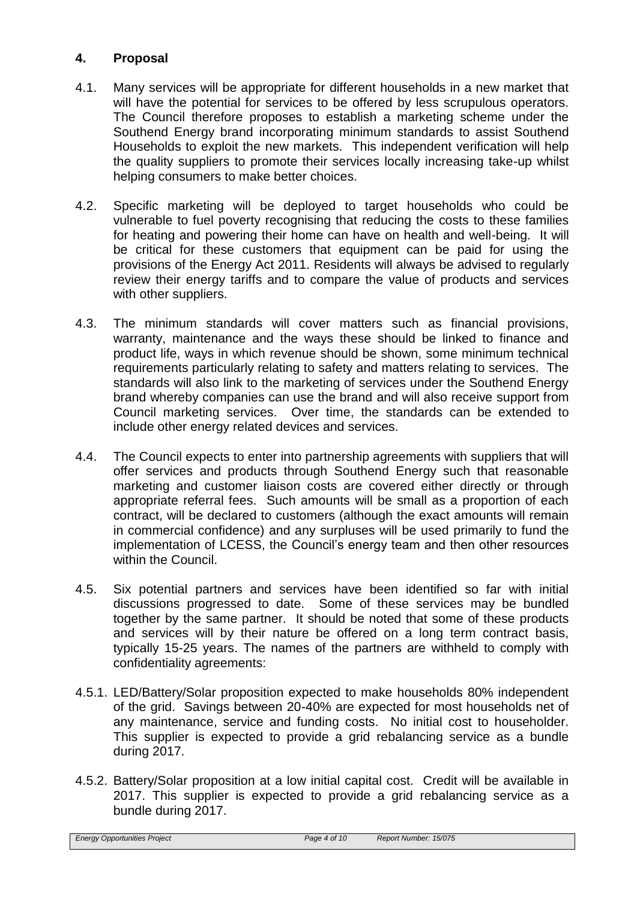## 4. Proposal

4.1. Many services will be appropriate for different households in a new market that will have the potential for services to be offered by less scrupulous operators. The Council therefore proposes to establish a marketing scheme under the Southend Energy brand incorporating minimum standards to assist Southend Households to exploit the new markets. This independent verification will help the quality suppliers to promote their services locally increasing take-up whilst helping consumers to make better choices.

4.2. Specific marketing will be deployed to target households who could be vulnerable to fuel poverty recognising that reducing the costs to these families for heating and powering their home can have on health and well-being. It will be critical for these customers that equipment can be paid for using the provisions of the Energy Act 2011. Residents will always be advised to regularly review their energy tariffs and to compare the value of products and services with other suppliers.

4.3. The minimum standards will cover matters such as financial provisions, warranty, maintenance and the ways these should be linked to finance and product life, ways in which revenue should be shown, some minimum technical requirements particularly relating to safety and matters relating to services. The standards will also link to the marketing of services under the Southend Energy brand whereby companies can use the brand and will also receive support from Council marketing services. Over time, the standards can be extended to include other energy related devices and services.

4.4. The Council expects to enter into partnership agreements with suppliers that will offer services and products through Southend Energy such that reasonable marketing and customer liaison costs are covered either directly or through appropriate referral fees. Such amounts will be small as a proportion of each contract, will be declared to customers (although the exact amounts will remain in commercial confidence) and any surpluses will be used primarily to fund the implementation of LCESS, the Council's energy team and then other resources within the Council.

4.5. Six potential partners and services have been identified so far with initial discussions progressed to date. Some of these services may be bundled together by the same partner. It should be noted that some of these products and services will by their nature be offered on a long term contract basis, typically 15-25 years. The names of the partners are withheld to comply with confidentiality agreements:

4.5.1. LED/Battery/Solar proposition expected to make households 80% independent of the grid. Savings between 20-40% are expected for most households net of any maintenance, service and funding costs. No initial cost to householder. This supplier is expected to provide a grid rebalancing service as a bundle during 2017.

4.5.2. Battery/Solar proposition at a low initial capital cost. Credit will be available in 2017. This supplier is expected to provide a grid rebalancing service as a bundle during 2017.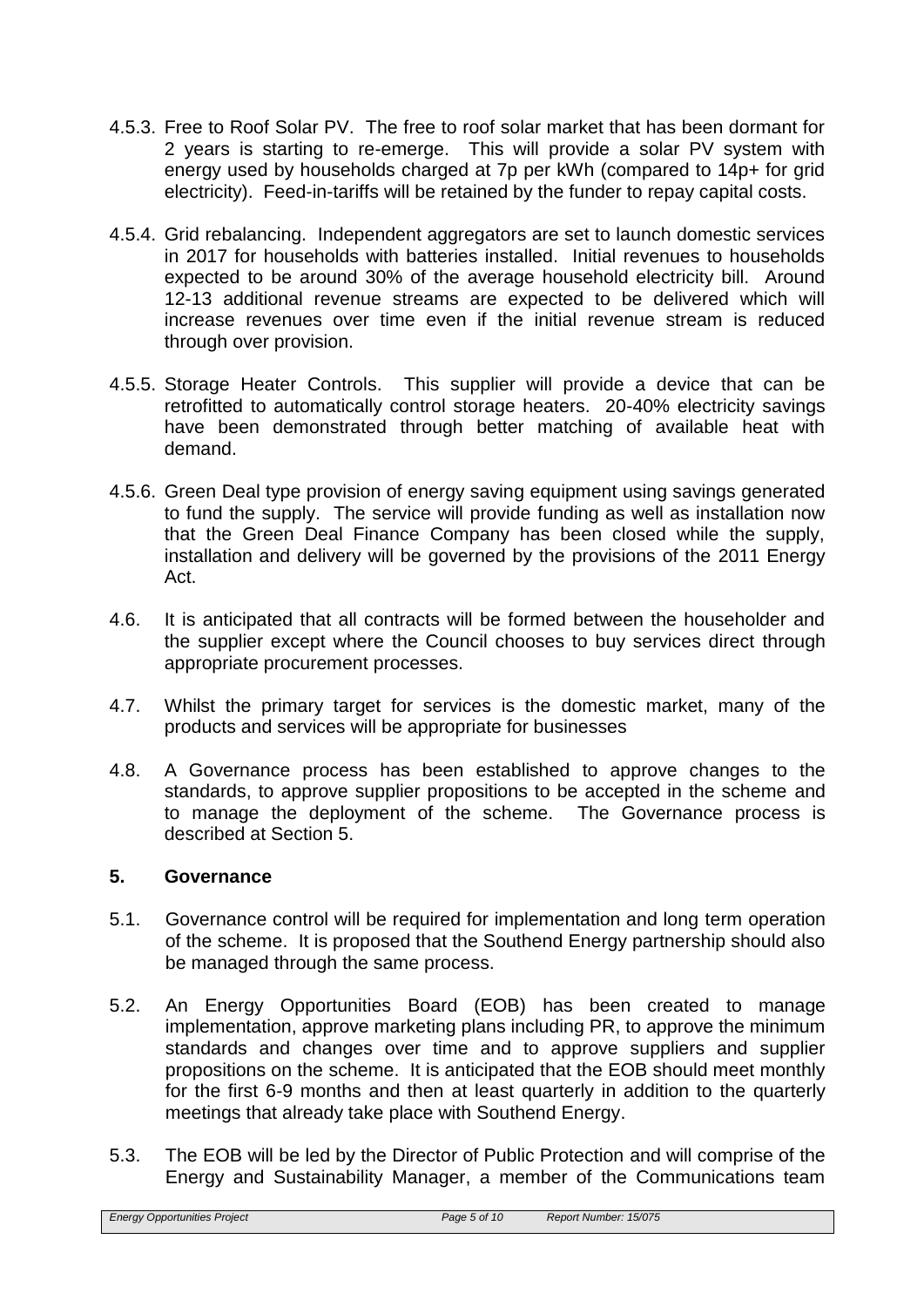4.5.3. Free to Roof Solar PV. The free to roof solar market that has been dormant for 2 years is starting to re-emerge. This will provide a solar PV system with energy used by households charged at 7p per kWh (compared to 14p+ for grid electricity). Feed-in-tariffs will be retained by the funder to repay capital costs.

4.5.4. Grid rebalancing. Independent aggregators are set to launch domestic services in 2017 for households with batteries installed. Initial revenues to households expected to be around 30% of the average household electricity bill. Around 12-13 additional revenue streams are expected to be delivered which will increase revenues over time even if the initial revenue stream is reduced through over provision.

4.5.5. Storage Heater Controls. This supplier will provide a device that can be retrofitted to automatically control storage heaters. 20-40% electricity savings have been demonstrated through better matching of available heat with demand.

4.5.6. Green Deal type provision of energy saving equipment using savings generated to fund the supply. The service will provide funding as well as installation now that the Green Deal Finance Company has been closed while the supply, installation and delivery will be governed by the provisions of the 2011 Energy Act.

4.6. It is anticipated that all contracts will be formed between the householder and the supplier except where the Council chooses to buy services direct through appropriate procurement processes.

4.7. Whilst the primary target for services is the domestic market, many of the products and services will be appropriate for businesses

4.8. A Governance process has been established to approve changes to the standards, to approve supplier propositions to be accepted in the scheme and to manage the deployment of the scheme. The Governance process is described at Section 5.

## 5. Governance

5.1. Governance control will be required for implementation and long term operation of the scheme. It is proposed that the Southend Energy partnership should also be managed through the same process.

5.2. An Energy Opportunities Board (EOB) has been created to manage implementation, approve marketing plans including PR, to approve the minimum standards and changes over time and to approve suppliers and supplier propositions on the scheme. It is anticipated that the EOB should meet monthly for the first 6-9 months and then at least quarterly in addition to the quarterly meetings that already take place with Southend Energy.

5.3. The EOB will be led by the Director of Public Protection and will comprise of the Energy and Sustainability Manager, a member of the Communications team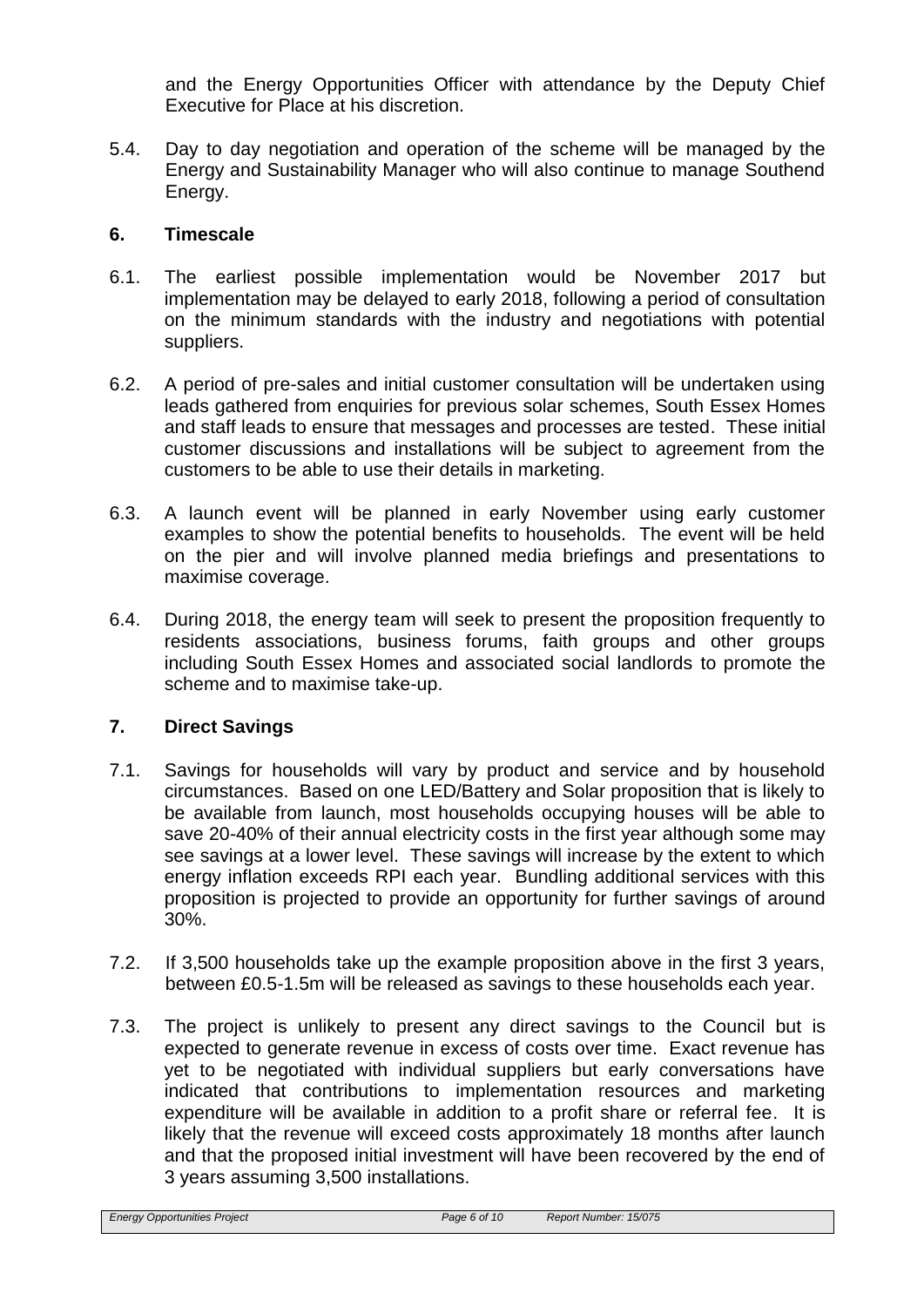and the Energy Opportunities Officer with attendance by the Deputy Chief Executive for Place at his discretion.

5.4. Day to day negotiation and operation of the scheme will be managed by the Energy and Sustainability Manager who will also continue to manage Southend Energy.

## 6. Timescale

6.1. The earliest possible implementation would be November 2017 but implementation may be delayed to early 2018, following a period of consultation on the minimum standards with the industry and negotiations with potential suppliers.

6.2. A period of pre-sales and initial customer consultation will be undertaken using leads gathered from enquiries for previous solar schemes, South Essex Homes and staff leads to ensure that messages and processes are tested. These initial customer discussions and installations will be subject to agreement from the customers to be able to use their details in marketing.

6.3. A launch event will be planned in early November using early customer examples to show the potential benefits to households. The event will be held on the pier and will involve planned media briefings and presentations to maximise coverage.

6.4. During 2018, the energy team will seek to present the proposition frequently to residents associations, business forums, faith groups and other groups including South Essex Homes and associated social landlords to promote the scheme and to maximise take-up.

## 7. Direct Savings

7.1. Savings for households will vary by product and service and by household circumstances. Based on one LED/Battery and Solar proposition that is likely to be available from launch, most households occupying houses will be able to save 20-40% of their annual electricity costs in the first year although some may see savings at a lower level. These savings will increase by the extent to which energy inflation exceeds RPI each year. Bundling additional services with this proposition is projected to provide an opportunity for further savings of around 30%.

7.2. If 3,500 households take up the example proposition above in the first 3 years, between £0.5-1.5m will be released as savings to these households each year.

7.3. The project is unlikely to present any direct savings to the Council but is expected to generate revenue in excess of costs over time. Exact revenue has yet to be negotiated with individual suppliers but early conversations have indicated that contributions to implementation resources and marketing expenditure will be available in addition to a profit share or referral fee. It is likely that the revenue will exceed costs approximately 18 months after launch and that the proposed initial investment will have been recovered by the end of 3 years assuming 3,500 installations.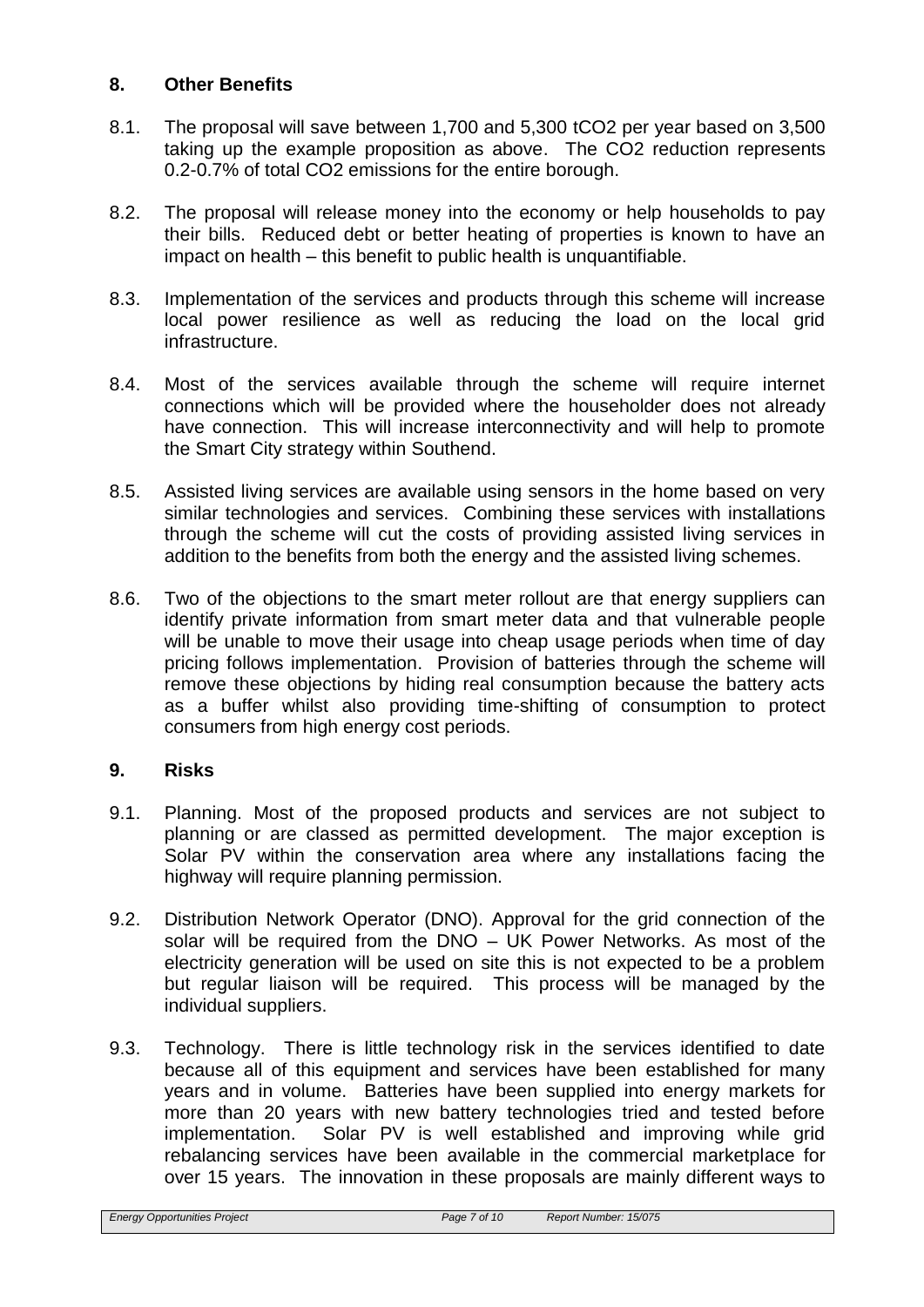## 8. Other Benefits

8.1. The proposal will save between 1,700 and 5,300 $tCO_2$ per year based on 3,500 taking up the example proposition as above. The $CO_2$ reduction represents 0.2-0.7% of total $CO_2$ emissions for the entire borough.

8.2. The proposal will release money into the economy or help households to pay their bills. Reduced debt or better heating of properties is known to have an impact on health – this benefit to public health is unquantifiable.

8.3. Implementation of the services and products through this scheme will increase local power resilience as well as reducing the load on the local grid infrastructure.

8.4. Most of the services available through the scheme will require internet connections which will be provided where the householder does not already have connection. This will increase interconnectivity and will help to promote the Smart City strategy within Southend.

8.5. Assisted living services are available using sensors in the home based on very similar technologies and services. Combining these services with installations through the scheme will cut the costs of providing assisted living services in addition to the benefits from both the energy and the assisted living schemes.

8.6. Two of the objections to the smart meter rollout are that energy suppliers can identify private information from smart meter data and that vulnerable people will be unable to move their usage into cheap usage periods when time of day pricing follows implementation. Provision of batteries through the scheme will remove these objections by hiding real consumption because the battery acts as a buffer whilst also providing time-shifting of consumption to protect consumers from high energy cost periods.

## 9. Risks

9.1. Planning. Most of the proposed products and services are not subject to planning or are classed as permitted development. The major exception is Solar PV within the conservation area where any installations facing the highway will require planning permission.

9.2. Distribution Network Operator (DNO). Approval for the grid connection of the solar will be required from the DNO – UK Power Networks. As most of the electricity generation will be used on site this is not expected to be a problem but regular liaison will be required. This process will be managed by the individual suppliers.

9.3. Technology. There is little technology risk in the services identified to date because all of this equipment and services have been established for many years and in volume. Batteries have been supplied into energy markets for more than 20 years with new battery technologies tried and tested before implementation. Solar PV is well established and improving while grid rebalancing services have been available in the commercial marketplace for over 15 years. The innovation in these proposals are mainly different ways to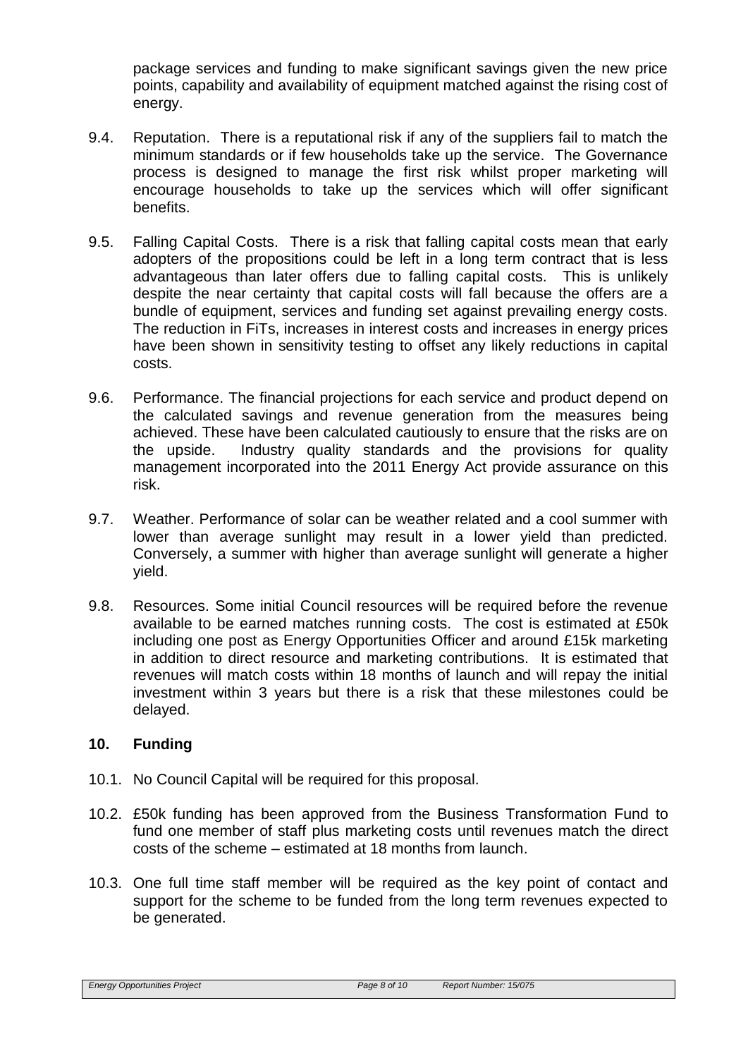package services and funding to make significant savings given the new price points, capability and availability of equipment matched against the rising cost of energy.

9.4. Reputation. There is a reputational risk if any of the suppliers fail to match the minimum standards or if few households take up the service. The Governance process is designed to manage the first risk whilst proper marketing will encourage households to take up the services which will offer significant benefits.

9.5. Falling Capital Costs. There is a risk that falling capital costs mean that early adopters of the propositions could be left in a long term contract that is less advantageous than later offers due to falling capital costs. This is unlikely despite the near certainty that capital costs will fall because the offers are a bundle of equipment, services and funding set against prevailing energy costs. The reduction in FiTs, increases in interest costs and increases in energy prices have been shown in sensitivity testing to offset any likely reductions in capital costs.

9.6. Performance. The financial projections for each service and product depend on the calculated savings and revenue generation from the measures being achieved. These have been calculated cautiously to ensure that the risks are on the upside. Industry quality standards and the provisions for quality management incorporated into the 2011 Energy Act provide assurance on this risk.

9.7. Weather. Performance of solar can be weather related and a cool summer with lower than average sunlight may result in a lower yield than predicted. Conversely, a summer with higher than average sunlight will generate a higher yield.

9.8. Resources. Some initial Council resources will be required before the revenue available to be earned matches running costs. The cost is estimated at £50k including one post as Energy Opportunities Officer and around £15k marketing in addition to direct resource and marketing contributions. It is estimated that revenues will match costs within 18 months of launch and will repay the initial investment within 3 years but there is a risk that these milestones could be delayed.

## 10. Funding

10.1. No Council Capital will be required for this proposal.

10.2. £50k funding has been approved from the Business Transformation Fund to fund one member of staff plus marketing costs until revenues match the direct costs of the scheme – estimated at 18 months from launch.

10.3. One full time staff member will be required as the key point of contact and support for the scheme to be funded from the long term revenues expected to be generated.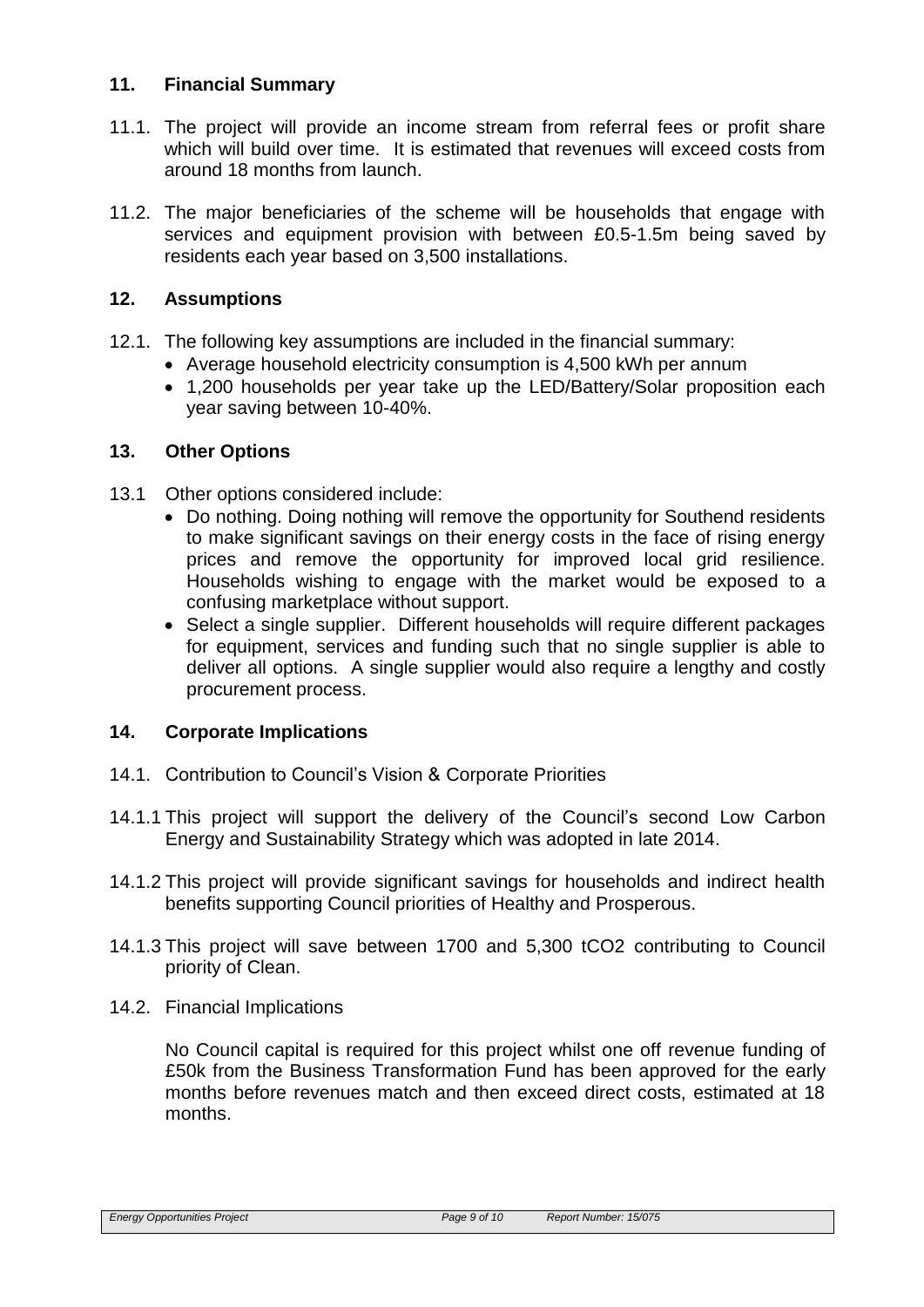## 11. Financial Summary

11.1. The project will provide an income stream from referral fees or profit share which will build over time. It is estimated that revenues will exceed costs from around 18 months from launch.

11.2. The major beneficiaries of the scheme will be households that engage with services and equipment provision with between £0.5-1.5m being saved by residents each year based on 3,500 installations.

## 12. Assumptions

12.1. The following key assumptions are included in the financial summary:

- Average household electricity consumption is 4,500 kWh per annum
- 1,200 households per year take up the LED/Battery/Solar proposition each year saving between 10-40%.

## 13. Other Options

13.1 Other options considered include:

- Do nothing. Doing nothing will remove the opportunity for Southend residents to make significant savings on their energy costs in the face of rising energy prices and remove the opportunity for improved local grid resilience. Households wishing to engage with the market would be exposed to a confusing marketplace without support.
- Select a single supplier. Different households will require different packages for equipment, services and funding such that no single supplier is able to deliver all options. A single supplier would also require a lengthy and costly procurement process.

## 14. Corporate Implications

14.1. Contribution to Council's Vision & Corporate Priorities

14.1.1 This project will support the delivery of the Council's second Low Carbon Energy and Sustainability Strategy which was adopted in late 2014.

14.1.2 This project will provide significant savings for households and indirect health benefits supporting Council priorities of Healthy and Prosperous.

14.1.3 This project will save between 1700 and 5,300 $tCO_2$ contributing to Council priority of Clean.

14.2. Financial Implications

No Council capital is required for this project whilst one off revenue funding of £50k from the Business Transformation Fund has been approved for the early months before revenues match and then exceed direct costs, estimated at 18 months.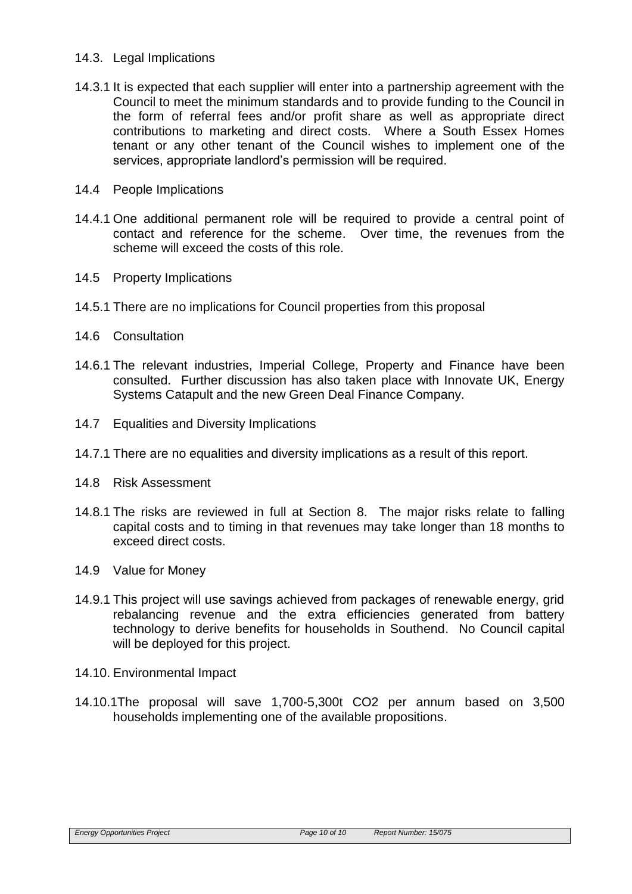14.3. Legal Implications

14.3.1 It is expected that each supplier will enter into a partnership agreement with the Council to meet the minimum standards and to provide funding to the Council in the form of referral fees and/or profit share as well as appropriate direct contributions to marketing and direct costs. Where a South Essex Homes tenant or any other tenant of the Council wishes to implement one of the services, appropriate landlord's permission will be required.

14.4 People Implications

14.4.1 One additional permanent role will be required to provide a central point of contact and reference for the scheme. Over time, the revenues from the scheme will exceed the costs of this role.

14.5 Property Implications

14.5.1 There are no implications for Council properties from this proposal

14.6 Consultation

14.6.1 The relevant industries, Imperial College, Property and Finance have been consulted. Further discussion has also taken place with Innovate UK, Energy Systems Catapult and the new Green Deal Finance Company.

14.7 Equalities and Diversity Implications

14.7.1 There are no equalities and diversity implications as a result of this report.

14.8 Risk Assessment

14.8.1 The risks are reviewed in full at Section 8. The major risks relate to falling capital costs and to timing in that revenues may take longer than 18 months to exceed direct costs.

14.9 Value for Money

14.9.1 This project will use savings achieved from packages of renewable energy, grid rebalancing revenue and the extra efficiencies generated from battery technology to derive benefits for households in Southend. No Council capital will be deployed for this project.

14.10. Environmental Impact

14.10.1The proposal will save 1,700-5,300t $CO_2$ per annum based on 3,500 households implementing one of the available propositions.